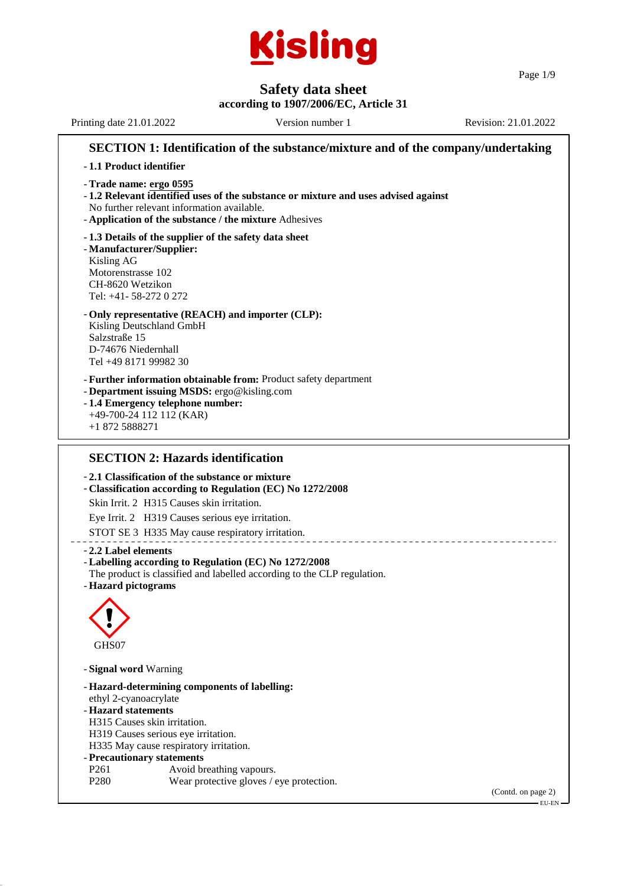# Kisling

## Safety data sheet
**according to 1907/2006/EC, Article 31**

Printing date 21.01.2022 Version number 1 Revision: 21.01.2022

## SECTION 1: Identification of the substance/mixture and of the company/undertaking

- **1.1 Product identifier**
- **Trade name: ergo 0595**
- **1.2 Relevant identified uses of the substance or mixture and uses advised against**
  No further relevant information available.
- **Application of the substance / the mixture** Adhesives
- **1.3 Details of the supplier of the safety data sheet**
- **Manufacturer/Supplier:**
  Kisling AG
  Motorenstrasse 102
  CH-8620 Wetzikon
  Tel: +41- 58-272 0 272
- **Only representative (REACH) and importer (CLP):**
  Kisling Deutschland GmbH
  Salzstraße 15
  D-74676 Niedernhall
  Tel +49 8171 99982 30
- **Further information obtainable from:** Product safety department
- **Department issuing MSDS:** ergo@kisling.com
- **1.4 Emergency telephone number:**
  +49-700-24 112 112 (KAR)
  +1 872 5888271

## SECTION 2: Hazards identification

- **2.1 Classification of the substance or mixture**
- **Classification according to Regulation (EC) No 1272/2008**

  Skin Irrit. 2 H315 Causes skin irritation.

  Eye Irrit. 2 H319 Causes serious eye irritation.

  STOT SE 3 H335 May cause respiratory irritation.

- **2.2 Label elements**
- **Labelling according to Regulation (EC) No 1272/2008**
  The product is classified and labelled according to the CLP regulation.
- **Hazard pictograms**

GHS07

- **Signal word** Warning
- **Hazard-determining components of labelling:**
  ethyl 2-cyanoacrylate
- **Hazard statements**
  H315 Causes skin irritation.
  H319 Causes serious eye irritation.
  H335 May cause respiratory irritation.
- **Precautionary statements**

| | |
|---|---|
| P261 | Avoid breathing vapours. |
| P280 | Wear protective gloves / eye protection. |

(Contd. on page 2)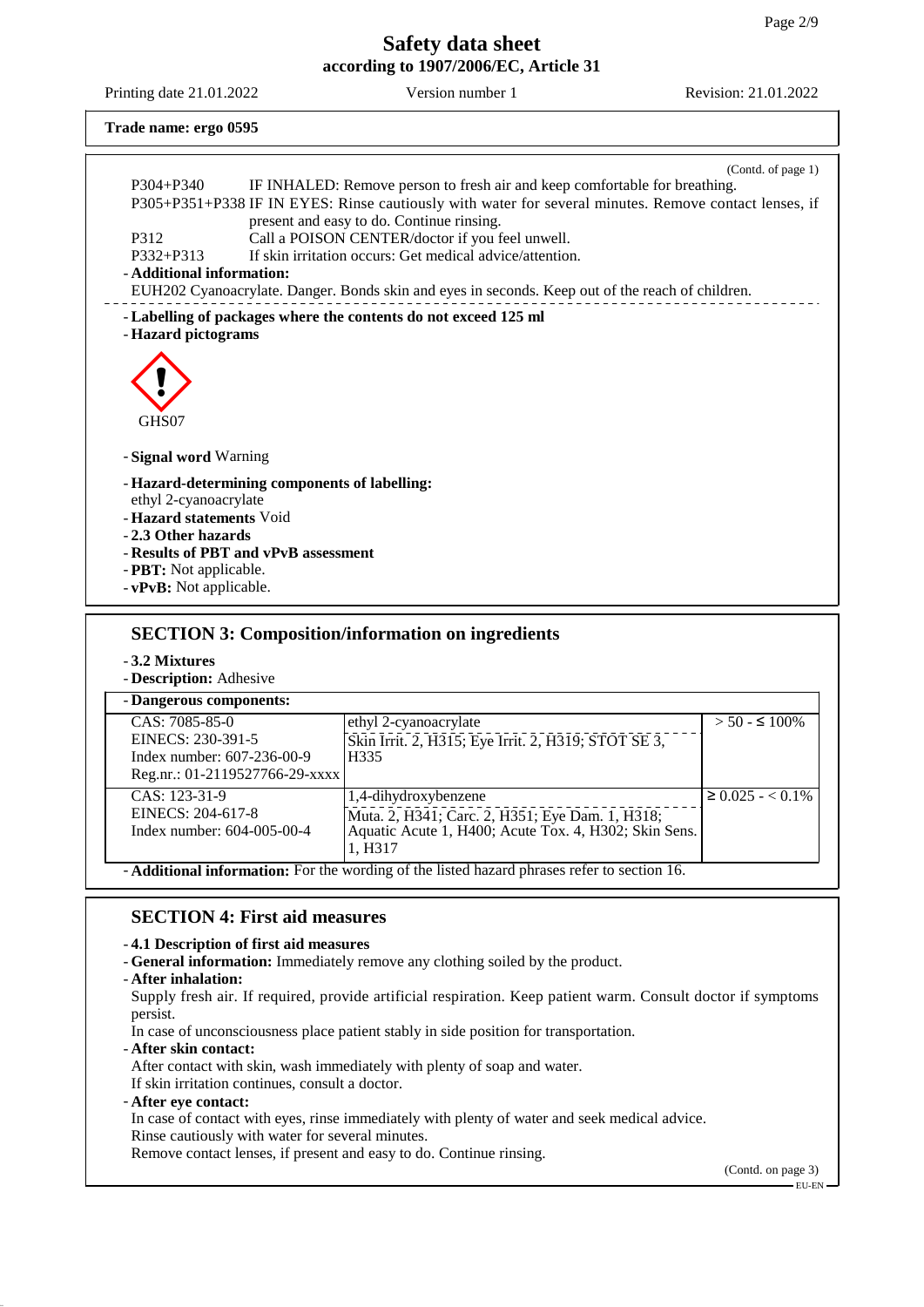**Trade name: ergo 0595**

(Contd. of page 1)

P304+P340 IF INHALED: Remove person to fresh air and keep comfortable for breathing.
P305+P351+P338 IF IN EYES: Rinse cautiously with water for several minutes. Remove contact lenses, if present and easy to do. Continue rinsing.
P312 Call a POISON CENTER/doctor if you feel unwell.
P332+P313 If skin irritation occurs: Get medical advice/attention.

- **Additional information:**
  EUH202 Cyanoacrylate. Danger. Bonds skin and eyes in seconds. Keep out of the reach of children.

- **Labelling of packages where the contents do not exceed 125 ml**
- **Hazard pictograms**

GHS07

- **Signal word** Warning
- **Hazard-determining components of labelling:**
  ethyl 2-cyanoacrylate
- **Hazard statements** Void
- **2.3 Other hazards**
- **Results of PBT and vPvB assessment**
- **PBT:** Not applicable.
- **vPvB:** Not applicable.

## SECTION 3: Composition/information on ingredients

- **3.2 Mixtures**
- **Description:** Adhesive

| - Dangerous components: | | |
|---|---|---|
| CAS: 7085-85-0<br>EINECS: 230-391-5<br>Index number: 607-236-00-9<br>Reg.nr.: 01-2119527766-29-xxxx | ethyl 2-cyanoacrylate<br>Skin Irrit. 2, H315; Eye Irrit. 2, H319; STOT SE 3, H335 | > 50 - ≤ 100% |
| CAS: 123-31-9<br>EINECS: 204-617-8<br>Index number: 604-005-00-4 | 1,4-dihydroxybenzene<br>Muta. 2, H341; Carc. 2, H351; Eye Dam. 1, H318; Aquatic Acute 1, H400; Acute Tox. 4, H302; Skin Sens. 1, H317 | ≥ 0.025 - < 0.1% |

- **Additional information:** For the wording of the listed hazard phrases refer to section 16.

## SECTION 4: First aid measures

- **4.1 Description of first aid measures**
- **General information:** Immediately remove any clothing soiled by the product.
- **After inhalation:**
  Supply fresh air. If required, provide artificial respiration. Keep patient warm. Consult doctor if symptoms persist.
  In case of unconsciousness place patient stably in side position for transportation.
- **After skin contact:**
  After contact with skin, wash immediately with plenty of soap and water.
  If skin irritation continues, consult a doctor.
- **After eye contact:**
  In case of contact with eyes, rinse immediately with plenty of water and seek medical advice.
  Rinse cautiously with water for several minutes.
  Remove contact lenses, if present and easy to do. Continue rinsing.

(Contd. on page 3)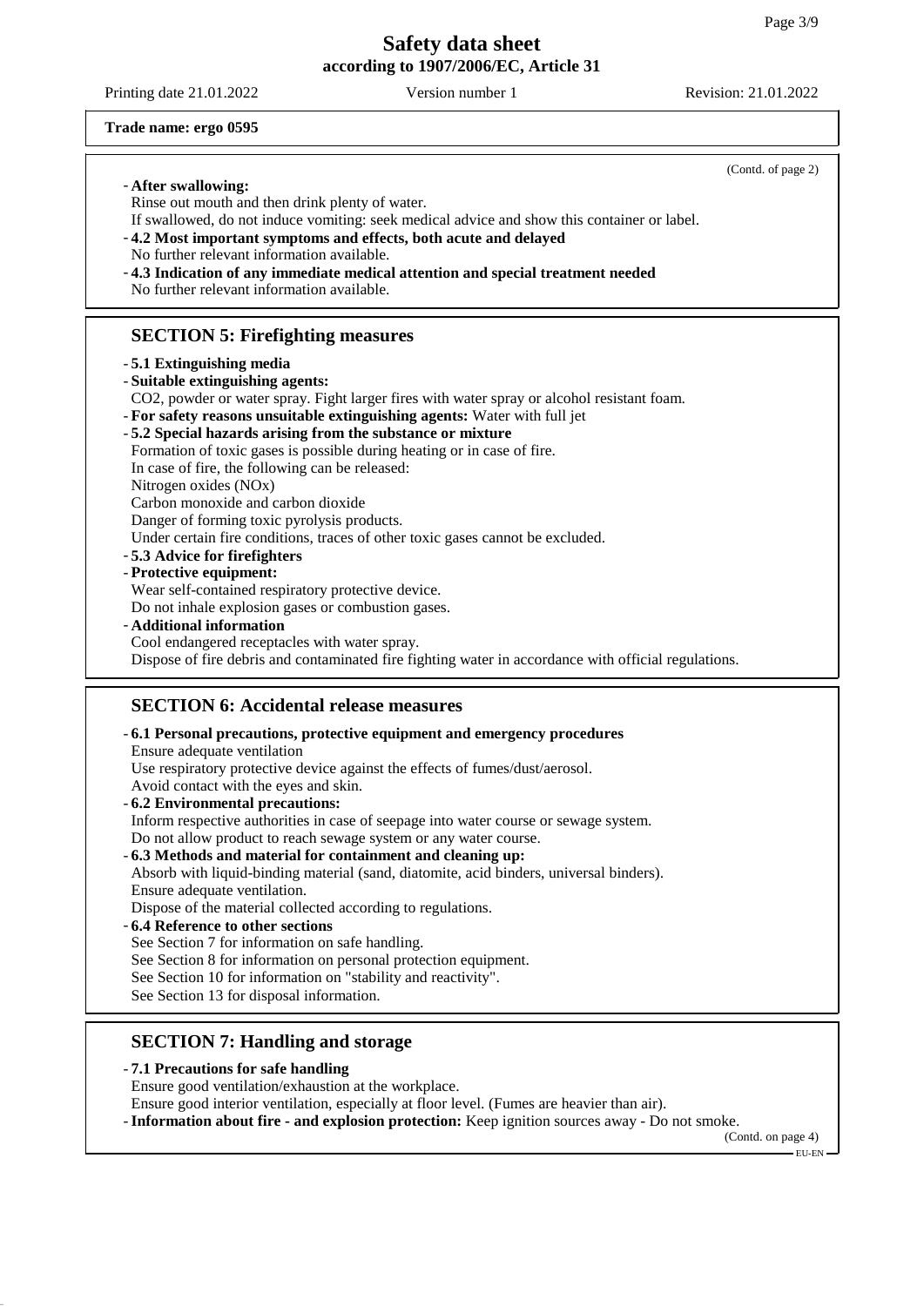**Trade name: ergo 0595**

(Contd. of page 2)

- **After swallowing:**
  Rinse out mouth and then drink plenty of water.
  If swallowed, do not induce vomiting: seek medical advice and show this container or label.
- **4.2 Most important symptoms and effects, both acute and delayed**
  No further relevant information available.
- **4.3 Indication of any immediate medical attention and special treatment needed**
  No further relevant information available.

## SECTION 5: Firefighting measures

- **5.1 Extinguishing media**
- **Suitable extinguishing agents:**
  $CO_2$, powder or water spray. Fight larger fires with water spray or alcohol resistant foam.
- **For safety reasons unsuitable extinguishing agents:** Water with full jet
- **5.2 Special hazards arising from the substance or mixture**
  Formation of toxic gases is possible during heating or in case of fire.
  In case of fire, the following can be released:
  Nitrogen oxides (NOx)
  Carbon monoxide and carbon dioxide
  Danger of forming toxic pyrolysis products.
  Under certain fire conditions, traces of other toxic gases cannot be excluded.
- **5.3 Advice for firefighters**
- **Protective equipment:**
  Wear self-contained respiratory protective device.
  Do not inhale explosion gases or combustion gases.
- **Additional information**
  Cool endangered receptacles with water spray.
  Dispose of fire debris and contaminated fire fighting water in accordance with official regulations.

## SECTION 6: Accidental release measures

- **6.1 Personal precautions, protective equipment and emergency procedures**
  Ensure adequate ventilation
  Use respiratory protective device against the effects of fumes/dust/aerosol.
  Avoid contact with the eyes and skin.
- **6.2 Environmental precautions:**
  Inform respective authorities in case of seepage into water course or sewage system.
  Do not allow product to reach sewage system or any water course.
- **6.3 Methods and material for containment and cleaning up:**
  Absorb with liquid-binding material (sand, diatomite, acid binders, universal binders).
  Ensure adequate ventilation.
  Dispose of the material collected according to regulations.
- **6.4 Reference to other sections**
  See Section 7 for information on safe handling.
  See Section 8 for information on personal protection equipment.
  See Section 10 for information on "stability and reactivity".
  See Section 13 for disposal information.

## SECTION 7: Handling and storage

- **7.1 Precautions for safe handling**
  Ensure good ventilation/exhaustion at the workplace.
  Ensure good interior ventilation, especially at floor level. (Fumes are heavier than air).
- **Information about fire - and explosion protection:** Keep ignition sources away - Do not smoke.

(Contd. on page 4)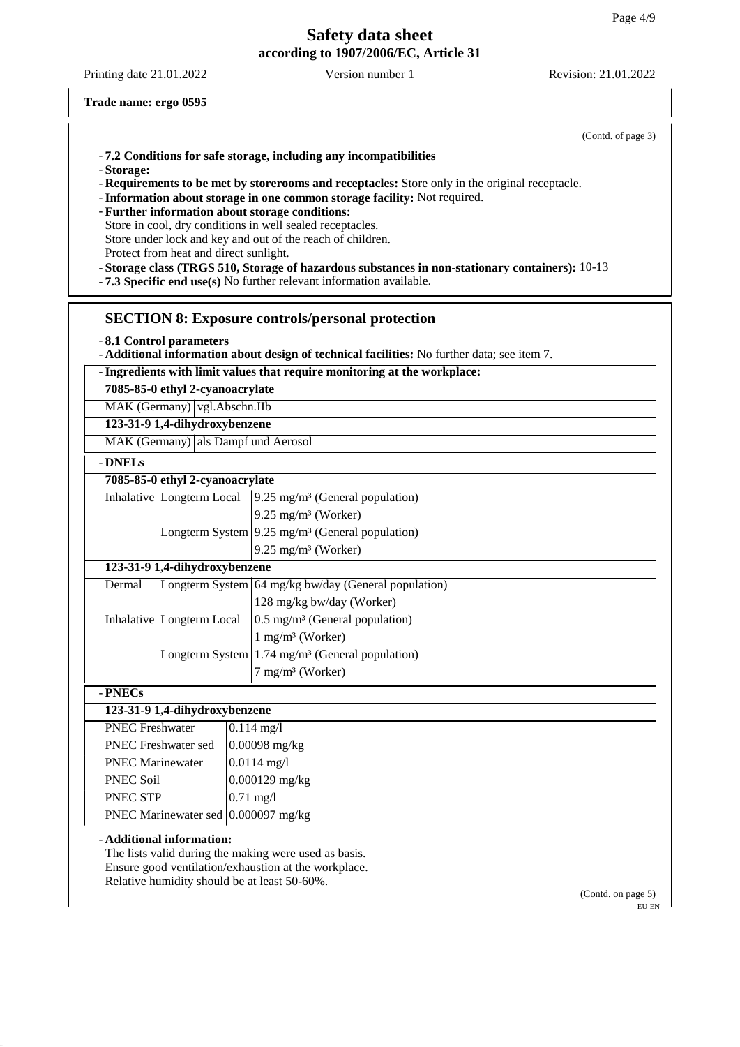**Trade name: ergo 0595**

(Contd. of page 3)

- **7.2 Conditions for safe storage, including any incompatibilities**
- **Storage:**
- **Requirements to be met by storerooms and receptacles:** Store only in the original receptacle.
- **Information about storage in one common storage facility:** Not required.
- **Further information about storage conditions:**
  Store in cool, dry conditions in well sealed receptacles.
  Store under lock and key and out of the reach of children.
  Protect from heat and direct sunlight.
- **Storage class (TRGS 510, Storage of hazardous substances in non-stationary containers):** 10-13
- **7.3 Specific end use(s)** No further relevant information available.

## SECTION 8: Exposure controls/personal protection

- **8.1 Control parameters**
- **Additional information about design of technical facilities:** No further data; see item 7.

| - **Ingredients with limit values that require monitoring at the workplace:** | |
|---|---|
| **7085-85-0 ethyl 2-cyanoacrylate** | |
| MAK (Germany) | vgl.Abschn.IIb |
| **123-31-9 1,4-dihydroxybenzene** | |
| MAK (Germany) | als Dampf und Aerosol |

- **DNELs**

| | | |
|---|---|---|
| **7085-85-0 ethyl 2-cyanoacrylate** | | |
| Inhalative | Longterm Local | 9.25 mg/m³ (General population) |
| | | 9.25 mg/m³ (Worker) |
| | Longterm System | 9.25 mg/m³ (General population) |
| | | 9.25 mg/m³ (Worker) |
| **123-31-9 1,4-dihydroxybenzene** | | |
| Dermal | Longterm System | 64 mg/kg bw/day (General population) |
| | | 128 mg/kg bw/day (Worker) |
| Inhalative | Longterm Local | 0.5 mg/m³ (General population) |
| | | 1 mg/m³ (Worker) |
| | Longterm System | 1.74 mg/m³ (General population) |
| | | 7 mg/m³ (Worker) |

- **PNECs**

| **123-31-9 1,4-dihydroxybenzene** | |
|---|---|
| PNEC Freshwater | 0.114 mg/l |
| PNEC Freshwater sed | 0.00098 mg/kg |
| PNEC Marinewater | 0.0114 mg/l |
| PNEC Soil | 0.000129 mg/kg |
| PNEC STP | 0.71 mg/l |
| PNEC Marinewater sed | 0.000097 mg/kg |

- **Additional information:**
  The lists valid during the making were used as basis.
  Ensure good ventilation/exhaustion at the workplace.
  Relative humidity should be at least 50-60%.

(Contd. on page 5)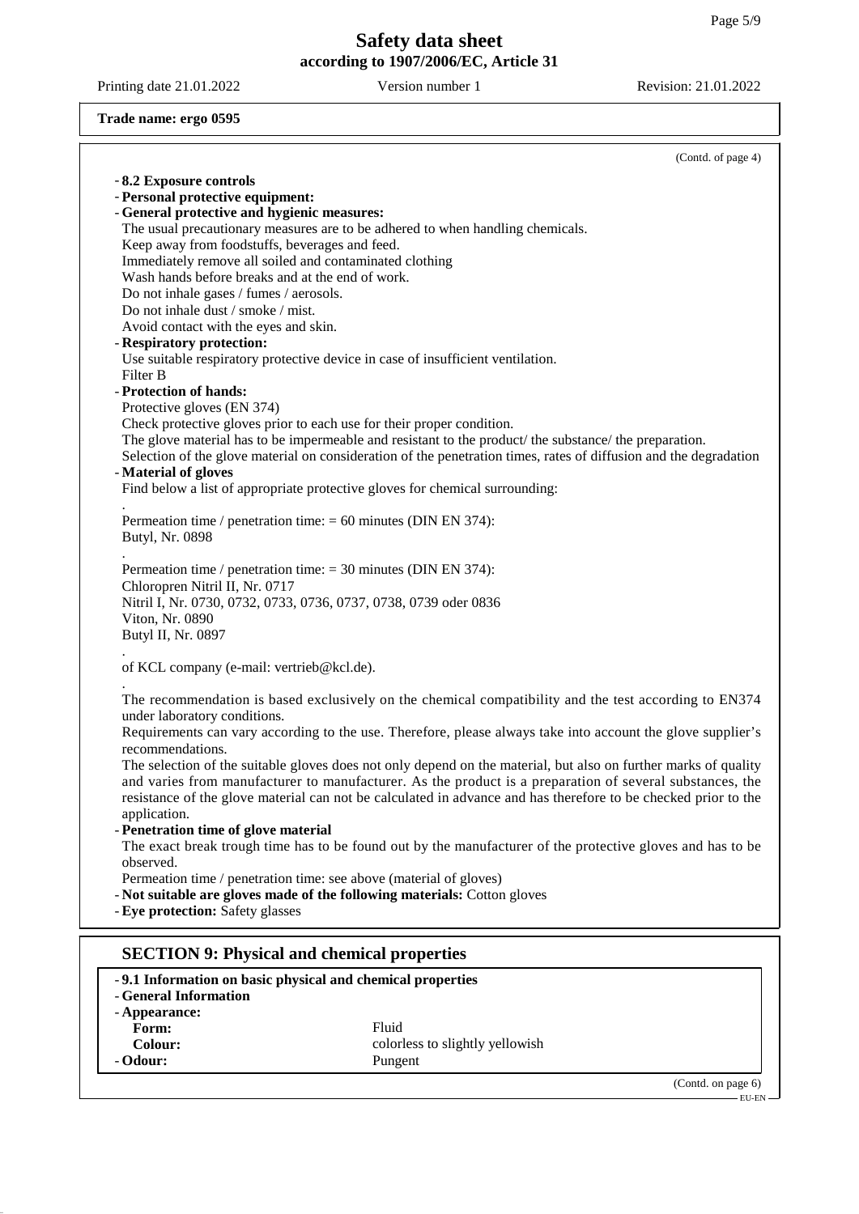**Trade name: ergo 0595**

(Contd. of page 4)

- **8.2 Exposure controls**
- **Personal protective equipment:**
- **General protective and hygienic measures:**
  The usual precautionary measures are to be adhered to when handling chemicals.
  Keep away from foodstuffs, beverages and feed.
  Immediately remove all soiled and contaminated clothing
  Wash hands before breaks and at the end of work.
  Do not inhale gases / fumes / aerosols.
  Do not inhale dust / smoke / mist.
  Avoid contact with the eyes and skin.
- **Respiratory protection:**
  Use suitable respiratory protective device in case of insufficient ventilation.
  Filter B
- **Protection of hands:**
  Protective gloves (EN 374)
  Check protective gloves prior to each use for their proper condition.
  The glove material has to be impermeable and resistant to the product/ the substance/ the preparation.
  Selection of the glove material on consideration of the penetration times, rates of diffusion and the degradation
- **Material of gloves**
  Find below a list of appropriate protective gloves for chemical surrounding:
  .
  Permeation time / penetration time: = 60 minutes (DIN EN 374):
  Butyl, Nr. 0898
  .
  Permeation time / penetration time: = 30 minutes (DIN EN 374):
  Chloropren Nitril II, Nr. 0717
  Nitril I, Nr. 0730, 0732, 0733, 0736, 0737, 0738, 0739 oder 0836
  Viton, Nr. 0890
  Butyl II, Nr. 0897
  .
  of KCL company (e-mail: vertrieb@kcl.de).
  .
  The recommendation is based exclusively on the chemical compatibility and the test according to EN374 under laboratory conditions.
  Requirements can vary according to the use. Therefore, please always take into account the glove supplier's recommendations.
  The selection of the suitable gloves does not only depend on the material, but also on further marks of quality and varies from manufacturer to manufacturer. As the product is a preparation of several substances, the resistance of the glove material can not be calculated in advance and has therefore to be checked prior to the application.
- **Penetration time of glove material**
  The exact break trough time has to be found out by the manufacturer of the protective gloves and has to be observed.
  Permeation time / penetration time: see above (material of gloves)
- **Not suitable are gloves made of the following materials:** Cotton gloves
- **Eye protection:** Safety glasses

## SECTION 9: Physical and chemical properties

- **9.1 Information on basic physical and chemical properties**
- **General Information**
- **Appearance:**

| | |
|---|---|
| **Form:** | Fluid |
| **Colour:** | colorless to slightly yellowish |
| **- Odour:** | Pungent |

(Contd. on page 6)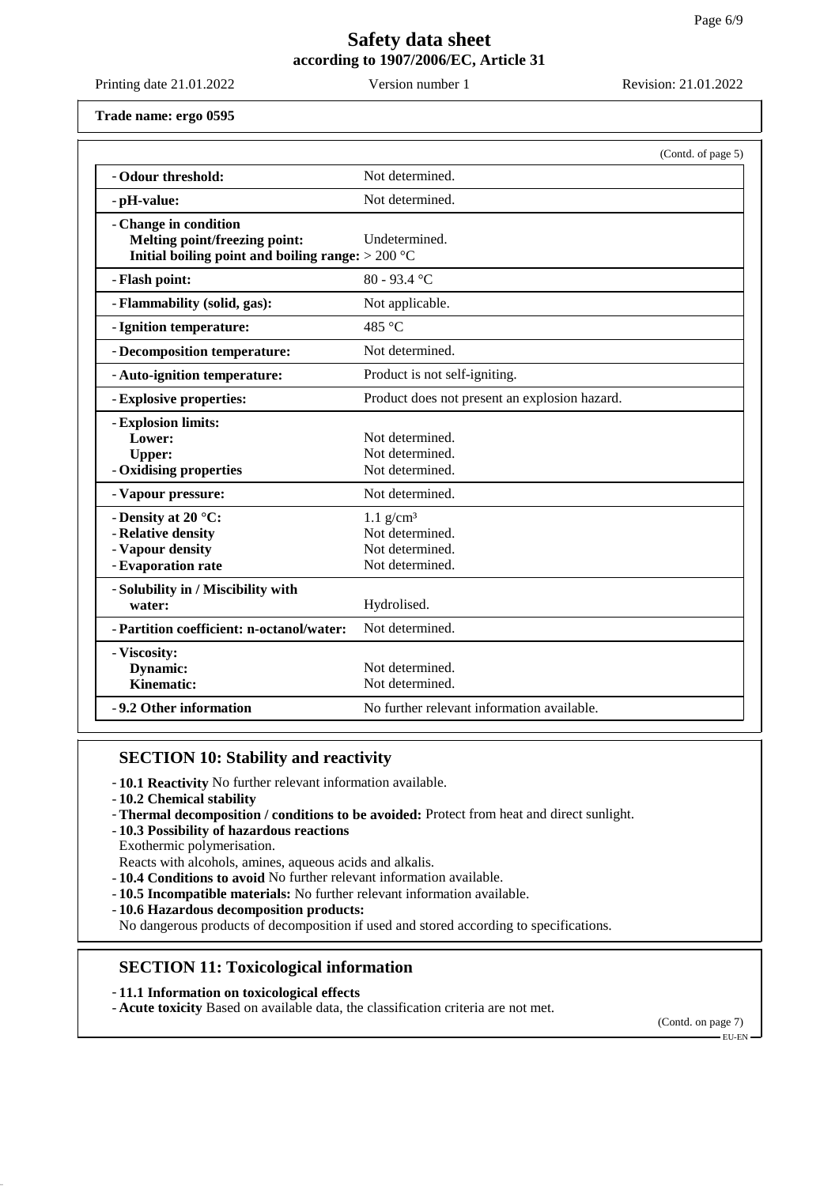**Trade name: ergo 0595**

(Contd. of page 5)

| | |
|---|---|
| - **Odour threshold:** | Not determined. |
| - **pH-value:** | Not determined. |
| - **Change in condition** | |
| **Melting point/freezing point:** | Undetermined. |
| **Initial boiling point and boiling range:** | > 200 °C |
| - **Flash point:** | 80 - 93.4 °C |
| - **Flammability (solid, gas):** | Not applicable. |
| - **Ignition temperature:** | 485 °C |
| - **Decomposition temperature:** | Not determined. |
| - **Auto-ignition temperature:** | Product is not self-igniting. |
| - **Explosive properties:** | Product does not present an explosion hazard. |
| - **Explosion limits:** | |
| **Lower:** | Not determined. |
| **Upper:** | Not determined. |
| - **Oxidising properties** | Not determined. |
| - **Vapour pressure:** | Not determined. |
| - **Density at 20 °C:** | 1.1 g/cm³ |
| - **Relative density** | Not determined. |
| - **Vapour density** | Not determined. |
| - **Evaporation rate** | Not determined. |
| - **Solubility in / Miscibility with water:** | Hydrolised. |
| - **Partition coefficient: n-octanol/water:** | Not determined. |
| - **Viscosity:** | |
| **Dynamic:** | Not determined. |
| **Kinematic:** | Not determined. |
| - **9.2 Other information** | No further relevant information available. |

## SECTION 10: Stability and reactivity

- **10.1 Reactivity** No further relevant information available.
- **10.2 Chemical stability**
- **Thermal decomposition / conditions to be avoided:** Protect from heat and direct sunlight.
- **10.3 Possibility of hazardous reactions**
  Exothermic polymerisation.
  Reacts with alcohols, amines, aqueous acids and alkalis.
- **10.4 Conditions to avoid** No further relevant information available.
- **10.5 Incompatible materials:** No further relevant information available.
- **10.6 Hazardous decomposition products:**
  No dangerous products of decomposition if used and stored according to specifications.

## SECTION 11: Toxicological information

- **11.1 Information on toxicological effects**
- **Acute toxicity** Based on available data, the classification criteria are not met.

(Contd. on page 7)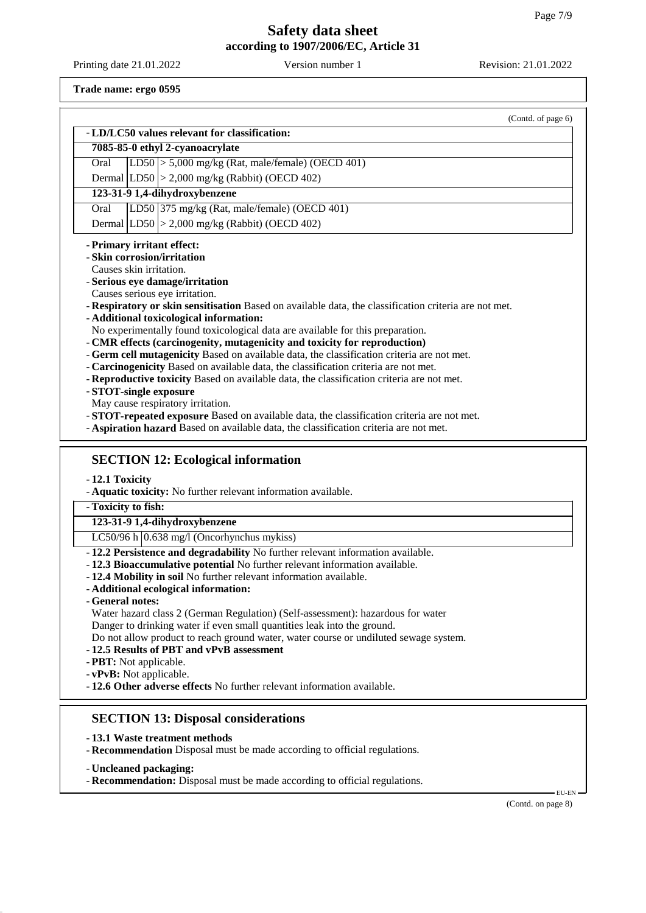**Trade name: ergo 0595**

(Contd. of page 6)

- **LD/LC50 values relevant for classification:**

| **7085-85-0 ethyl 2-cyanoacrylate** | | |
|---|---|---|
| Oral | LD50 | > 5,000 mg/kg (Rat, male/female) (OECD 401) |
| Dermal | LD50 | > 2,000 mg/kg (Rabbit) (OECD 402) |
| **123-31-9 1,4-dihydroxybenzene** | | |
| Oral | LD50 | 375 mg/kg (Rat, male/female) (OECD 401) |
| Dermal | LD50 | > 2,000 mg/kg (Rabbit) (OECD 402) |

- **Primary irritant effect:**
- **Skin corrosion/irritation**
  Causes skin irritation.
- **Serious eye damage/irritation**
  Causes serious eye irritation.
- **Respiratory or skin sensitisation** Based on available data, the classification criteria are not met.
- **Additional toxicological information:**
  No experimentally found toxicological data are available for this preparation.
- **CMR effects (carcinogenity, mutagenicity and toxicity for reproduction)**
- **Germ cell mutagenicity** Based on available data, the classification criteria are not met.
- **Carcinogenicity** Based on available data, the classification criteria are not met.
- **Reproductive toxicity** Based on available data, the classification criteria are not met.
- **STOT-single exposure**
  May cause respiratory irritation.
- **STOT-repeated exposure** Based on available data, the classification criteria are not met.
- **Aspiration hazard** Based on available data, the classification criteria are not met.

## SECTION 12: Ecological information

- **12.1 Toxicity**
- **Aquatic toxicity:** No further relevant information available.
- **Toxicity to fish:**

| **123-31-9 1,4-dihydroxybenzene** | |
|---|---|
| LC50/96 h | 0.638 mg/l (Oncorhynchus mykiss) |

- **12.2 Persistence and degradability** No further relevant information available.
- **12.3 Bioaccumulative potential** No further relevant information available.
- **12.4 Mobility in soil** No further relevant information available.
- **Additional ecological information:**
- **General notes:**
  Water hazard class 2 (German Regulation) (Self-assessment): hazardous for water
  Danger to drinking water if even small quantities leak into the ground.
  Do not allow product to reach ground water, water course or undiluted sewage system.
- **12.5 Results of PBT and vPvB assessment**
- **PBT:** Not applicable.
- **vPvB:** Not applicable.
- **12.6 Other adverse effects** No further relevant information available.

## SECTION 13: Disposal considerations

- **13.1 Waste treatment methods**
- **Recommendation** Disposal must be made according to official regulations.

- **Uncleaned packaging:**
- **Recommendation:** Disposal must be made according to official regulations.

(Contd. on page 8)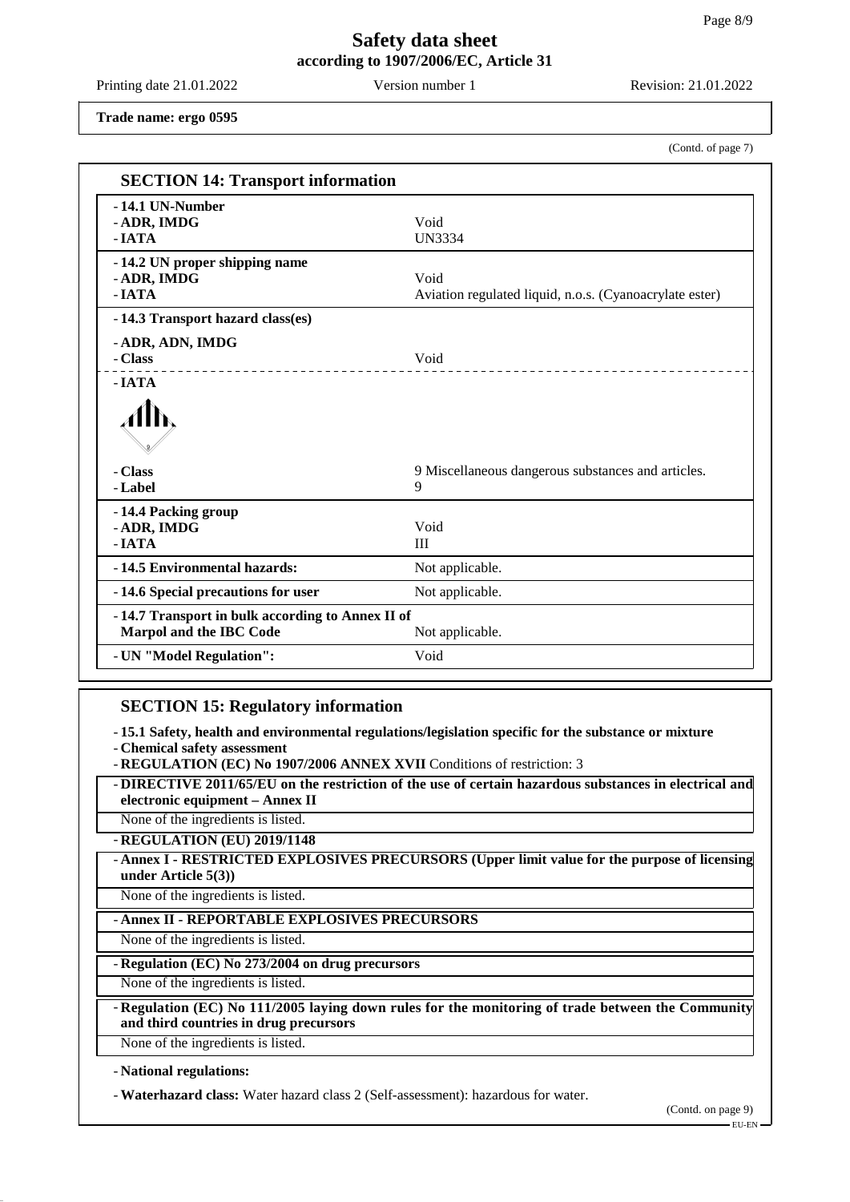**Trade name: ergo 0595**

(Contd. of page 7)

## SECTION 14: Transport information

| | |
|---|---|
| **- 14.1 UN-Number** | |
| **- ADR, IMDG** | Void |
| **- IATA** | UN3334 |
| **- 14.2 UN proper shipping name** | |
| **- ADR, IMDG** | Void |
| **- IATA** | Aviation regulated liquid, n.o.s. (Cyanoacrylate ester) |
| **- 14.3 Transport hazard class(es)** | |
| **- ADR, ADN, IMDG** | |
| **- Class** | Void |
| **- IATA** | |
| **- Class** | 9 Miscellaneous dangerous substances and articles. |
| **- Label** | 9 |
| **- 14.4 Packing group** | |
| **- ADR, IMDG** | Void |
| **- IATA** | III |
| **- 14.5 Environmental hazards:** | Not applicable. |
| **- 14.6 Special precautions for user** | Not applicable. |
| **- 14.7 Transport in bulk according to Annex II of Marpol and the IBC Code** | Not applicable. |
| **- UN "Model Regulation":** | Void |

## SECTION 15: Regulatory information

- **15.1 Safety, health and environmental regulations/legislation specific for the substance or mixture**
- **Chemical safety assessment**
- **REGULATION (EC) No 1907/2006 ANNEX XVII** Conditions of restriction: 3

- **DIRECTIVE 2011/65/EU on the restriction of the use of certain hazardous substances in electrical and electronic equipment – Annex II**

None of the ingredients is listed.

- **REGULATION (EU) 2019/1148**
- **Annex I - RESTRICTED EXPLOSIVES PRECURSORS (Upper limit value for the purpose of licensing under Article 5(3))**

None of the ingredients is listed.

- **Annex II - REPORTABLE EXPLOSIVES PRECURSORS**

None of the ingredients is listed.

- **Regulation (EC) No 273/2004 on drug precursors**

None of the ingredients is listed.

- **Regulation (EC) No 111/2005 laying down rules for the monitoring of trade between the Community and third countries in drug precursors**

None of the ingredients is listed.

- **National regulations:**

- **Waterhazard class:** Water hazard class 2 (Self-assessment): hazardous for water.

(Contd. on page 9)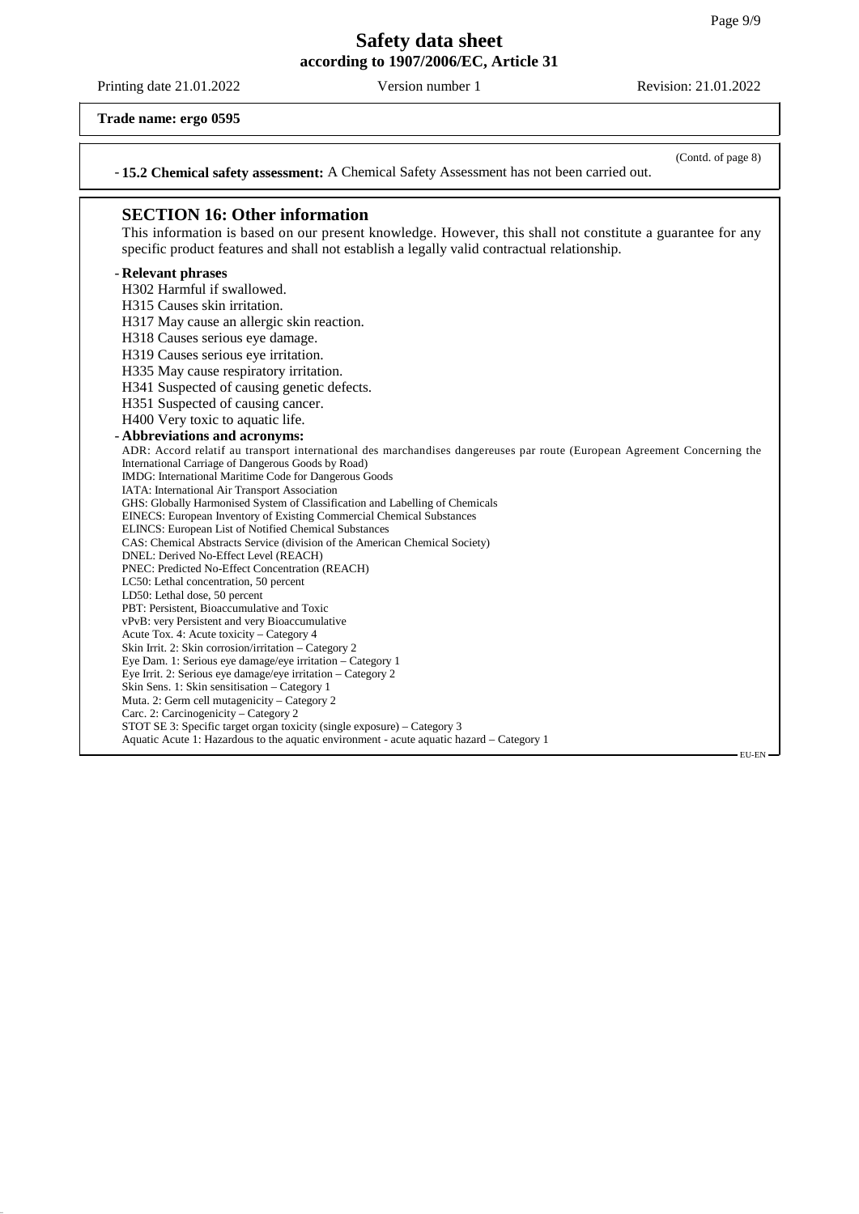**Trade name: ergo 0595**

(Contd. of page 8)

- **15.2 Chemical safety assessment:** A Chemical Safety Assessment has not been carried out.

## SECTION 16: Other information

This information is based on our present knowledge. However, this shall not constitute a guarantee for any specific product features and shall not establish a legally valid contractual relationship.

- **Relevant phrases**

H302 Harmful if swallowed.
H315 Causes skin irritation.
H317 May cause an allergic skin reaction.
H318 Causes serious eye damage.
H319 Causes serious eye irritation.
H335 May cause respiratory irritation.
H341 Suspected of causing genetic defects.
H351 Suspected of causing cancer.
H400 Very toxic to aquatic life.

- **Abbreviations and acronyms:**

ADR: Accord relatif au transport international des marchandises dangereuses par route (European Agreement Concerning the International Carriage of Dangerous Goods by Road)
IMDG: International Maritime Code for Dangerous Goods
IATA: International Air Transport Association
GHS: Globally Harmonised System of Classification and Labelling of Chemicals
EINECS: European Inventory of Existing Commercial Chemical Substances
ELINCS: European List of Notified Chemical Substances
CAS: Chemical Abstracts Service (division of the American Chemical Society)
DNEL: Derived No-Effect Level (REACH)
PNEC: Predicted No-Effect Concentration (REACH)
LC50: Lethal concentration, 50 percent
LD50: Lethal dose, 50 percent
PBT: Persistent, Bioaccumulative and Toxic
vPvB: very Persistent and very Bioaccumulative
Acute Tox. 4: Acute toxicity – Category 4
Skin Irrit. 2: Skin corrosion/irritation – Category 2
Eye Dam. 1: Serious eye damage/eye irritation – Category 1
Eye Irrit. 2: Serious eye damage/eye irritation – Category 2
Skin Sens. 1: Skin sensitisation – Category 1
Muta. 2: Germ cell mutagenicity – Category 2
Carc. 2: Carcinogenicity – Category 2
STOT SE 3: Specific target organ toxicity (single exposure) – Category 3
Aquatic Acute 1: Hazardous to the aquatic environment - acute aquatic hazard – Category 1